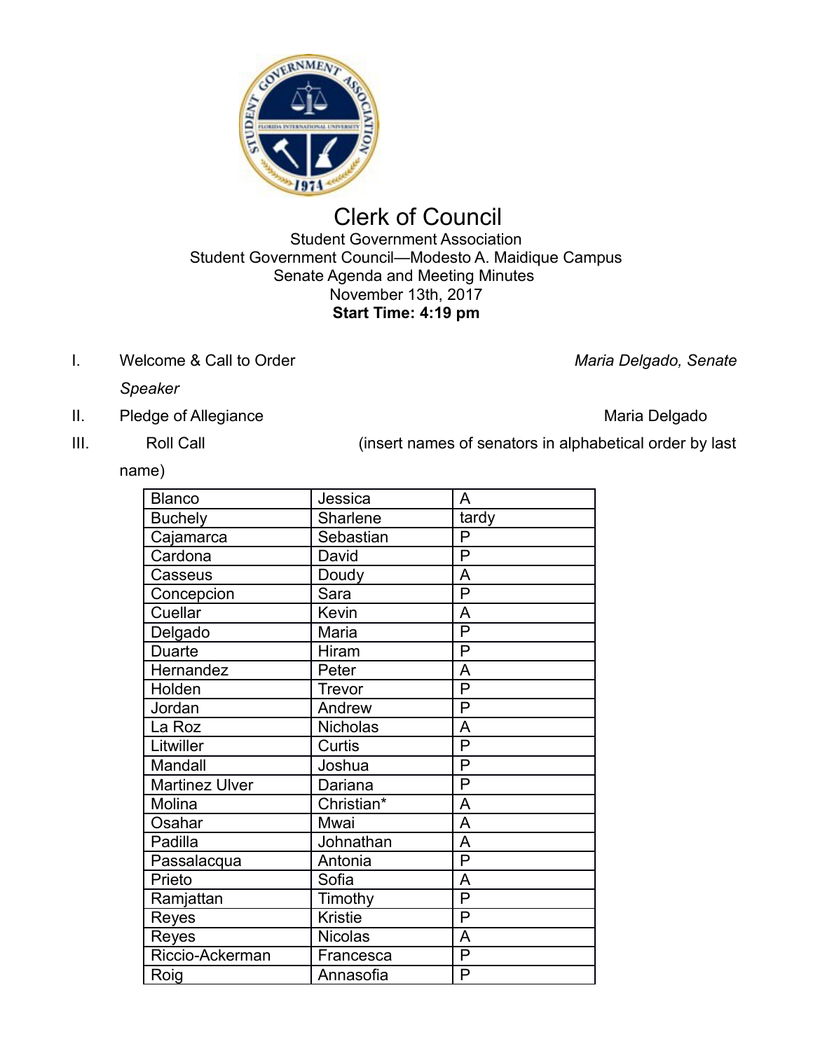# Clerk of Council

Student Government Association
Student Government Council—Modesto A. Maidique Campus
Senate Agenda and Meeting Minutes
November 13th, 2017
**Start Time: 4:19 pm**

I. Welcome & Call to Order *Maria Delgado, Senate Speaker*

II. Pledge of Allegiance Maria Delgado

III. Roll Call (insert names of senators in alphabetical order by last name)

| | | |
|---|---|---|
| Blanco | Jessica | A |
| Buchely | Sharlene | tardy |
| Cajamarca | Sebastian | P |
| Cardona | David | P |
| Casseus | Doudy | A |
| Concepcion | Sara | P |
| Cuellar | Kevin | A |
| Delgado | Maria | P |
| Duarte | Hiram | P |
| Hernandez | Peter | A |
| Holden | Trevor | P |
| Jordan | Andrew | P |
| La Roz | Nicholas | A |
| Litwiller | Curtis | P |
| Mandall | Joshua | P |
| Martinez Ulver | Dariana | P |
| Molina | Christian* | A |
| Osahar | Mwai | A |
| Padilla | Johnathan | A |
| Passalacqua | Antonia | P |
| Prieto | Sofia | A |
| Ramjattan | Timothy | P |
| Reyes | Kristie | P |
| Reyes | Nicolas | A |
| Riccio-Ackerman | Francesca | P |
| Roig | Annasofia | P |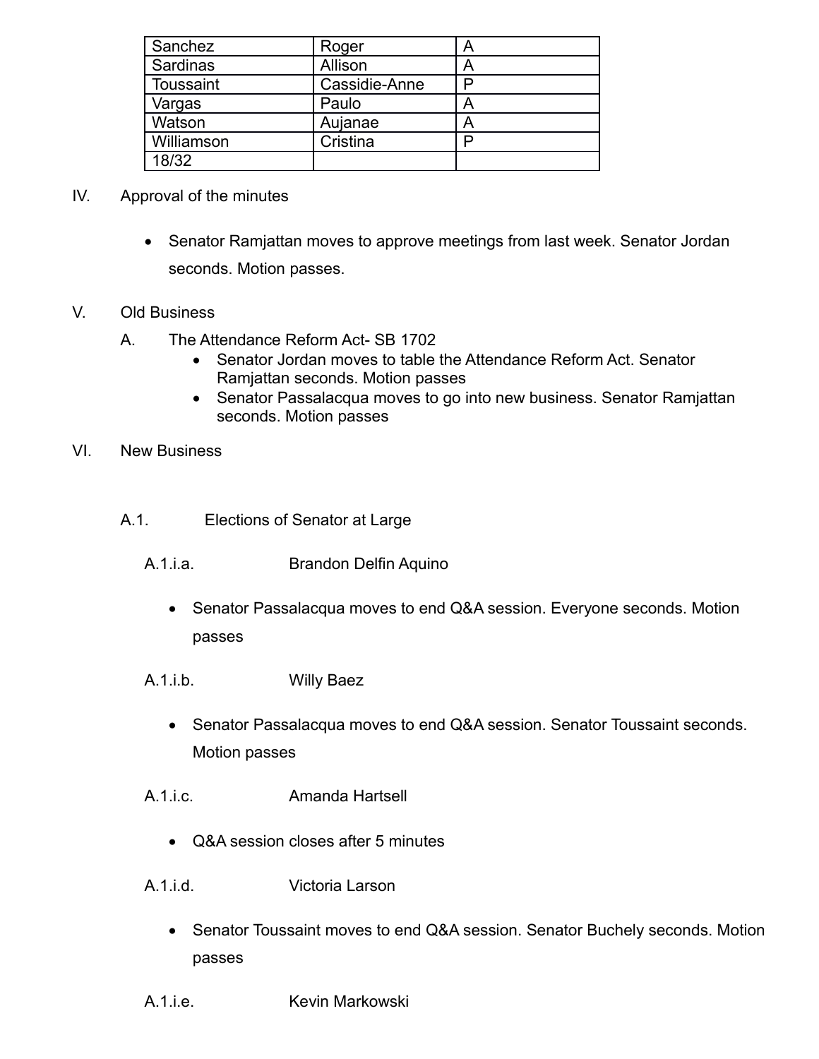| Sanchez | Roger | A |
|---|---|---|
| Sardinas | Allison | A |
| Toussaint | Cassidie-Anne | P |
| Vargas | Paulo | A |
| Watson | Aujanae | A |
| Williamson | Cristina | P |
| 18/32 | | |

IV. Approval of the minutes

- Senator Ramjattan moves to approve meetings from last week. Senator Jordan seconds. Motion passes.

V. Old Business

A. The Attendance Reform Act- SB 1702

- Senator Jordan moves to table the Attendance Reform Act. Senator Ramjattan seconds. Motion passes
- Senator Passalacqua moves to go into new business. Senator Ramjattan seconds. Motion passes

VI. New Business

A.1. Elections of Senator at Large

A.1.i.a. Brandon Delfin Aquino

- Senator Passalacqua moves to end Q&A session. Everyone seconds. Motion passes

A.1.i.b. Willy Baez

- Senator Passalacqua moves to end Q&A session. Senator Toussaint seconds. Motion passes

A.1.i.c. Amanda Hartsell

- Q&A session closes after 5 minutes

A.1.i.d. Victoria Larson

- Senator Toussaint moves to end Q&A session. Senator Buchely seconds. Motion passes

A.1.i.e. Kevin Markowski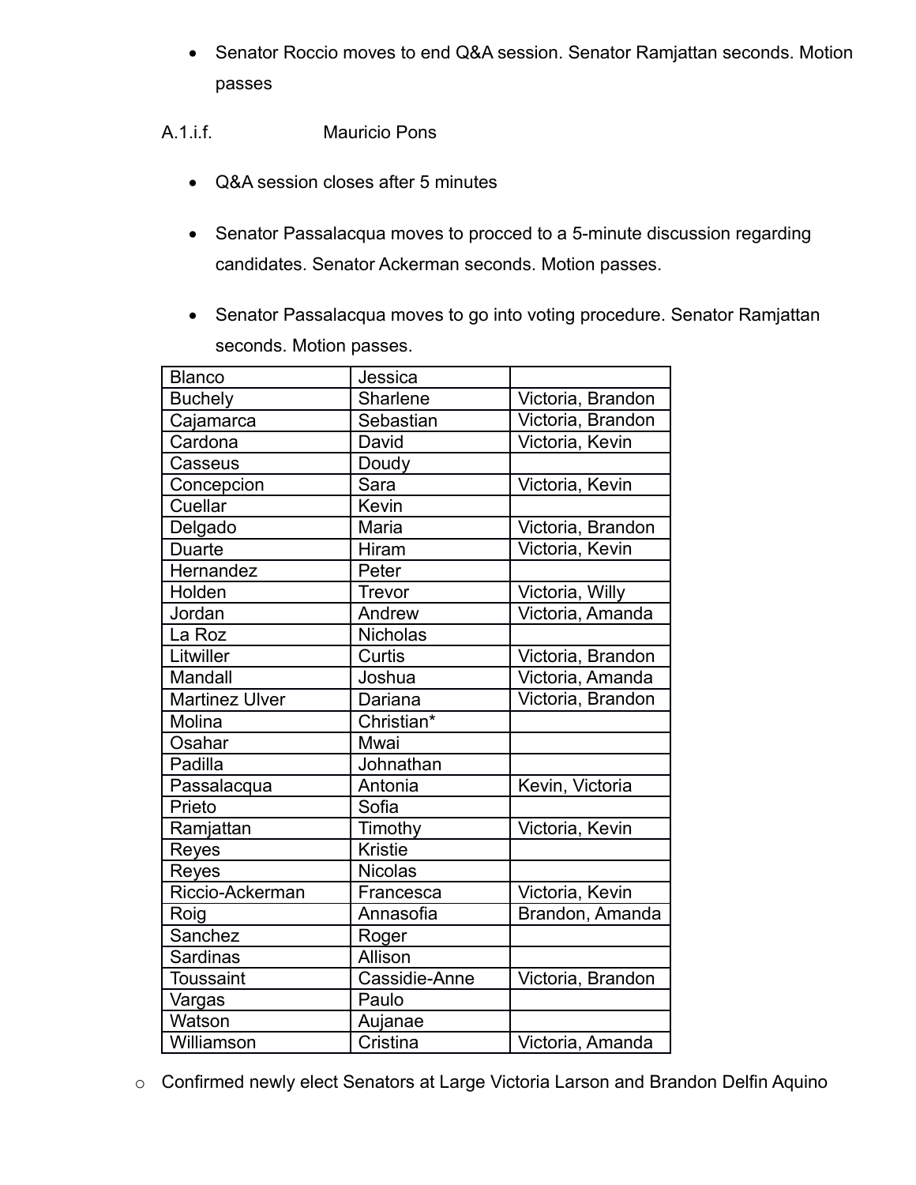- Senator Roccio moves to end Q&A session. Senator Ramjattan seconds. Motion passes

A.1.i.f. Mauricio Pons

- Q&A session closes after 5 minutes
- Senator Passalacqua moves to procced to a 5-minute discussion regarding candidates. Senator Ackerman seconds. Motion passes.
- Senator Passalacqua moves to go into voting procedure. Senator Ramjattan seconds. Motion passes.

| Blanco | Jessica | |
|---|---|---|
| Buchely | Sharlene | Victoria, Brandon |
| Cajamarca | Sebastian | Victoria, Brandon |
| Cardona | David | Victoria, Kevin |
| Casseus | Doudy | |
| Concepcion | Sara | Victoria, Kevin |
| Cuellar | Kevin | |
| Delgado | Maria | Victoria, Brandon |
| Duarte | Hiram | Victoria, Kevin |
| Hernandez | Peter | |
| Holden | Trevor | Victoria, Willy |
| Jordan | Andrew | Victoria, Amanda |
| La Roz | Nicholas | |
| Litwiller | Curtis | Victoria, Brandon |
| Mandall | Joshua | Victoria, Amanda |
| Martinez Ulver | Dariana | Victoria, Brandon |
| Molina | Christian* | |
| Osahar | Mwai | |
| Padilla | Johnathan | |
| Passalacqua | Antonia | Kevin, Victoria |
| Prieto | Sofia | |
| Ramjattan | Timothy | Victoria, Kevin |
| Reyes | Kristie | |
| Reyes | Nicolas | |
| Riccio-Ackerman | Francesca | Victoria, Kevin |
| Roig | Annasofia | Brandon, Amanda |
| Sanchez | Roger | |
| Sardinas | Allison | |
| Toussaint | Cassidie-Anne | Victoria, Brandon |
| Vargas | Paulo | |
| Watson | Aujanae | |
| Williamson | Cristina | Victoria, Amanda |

- Confirmed newly elect Senators at Large Victoria Larson and Brandon Delfin Aquino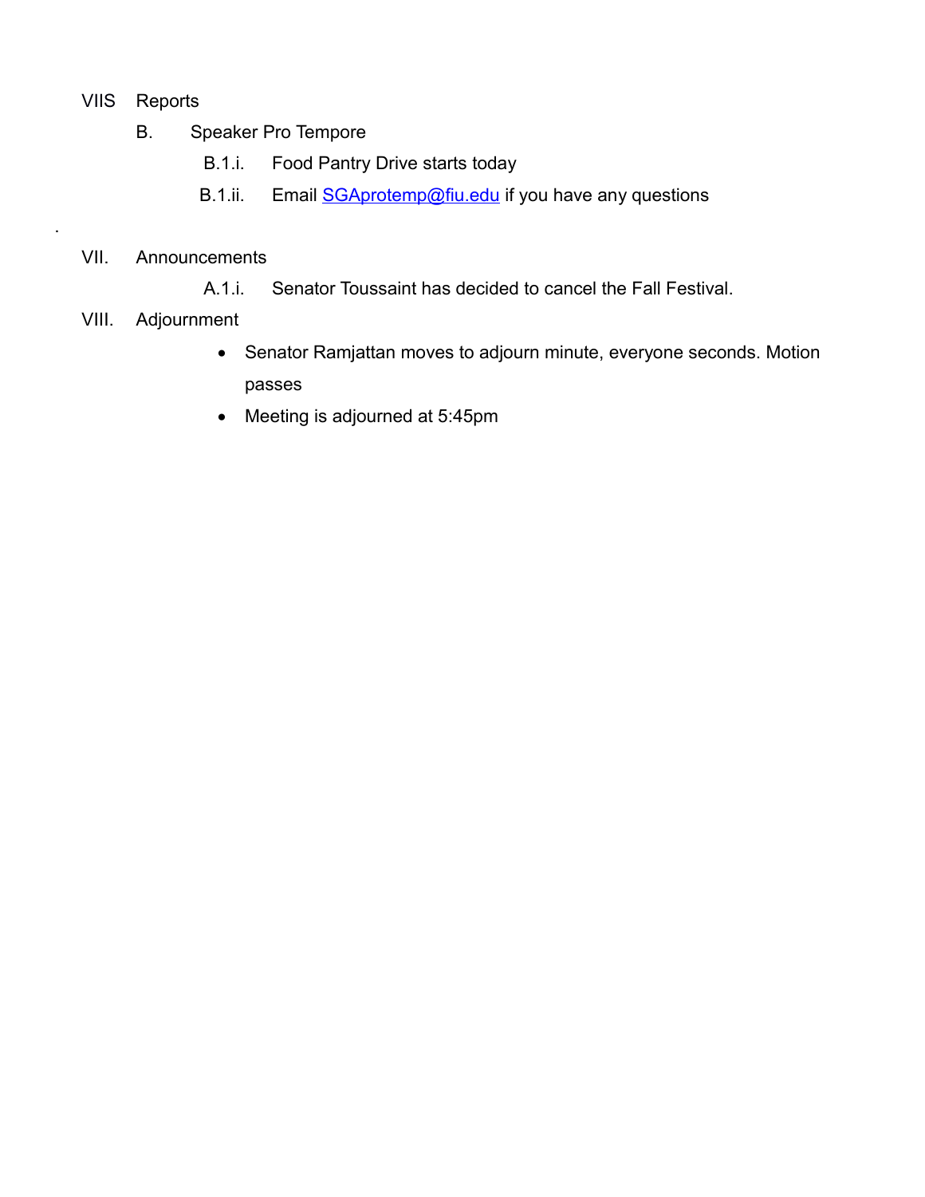VIIS Reports

B. Speaker Pro Tempore

B.1.i. Food Pantry Drive starts today

B.1.ii. Email SGAprotemp@fiu.edu if you have any questions

.

VII. Announcements

A.1.i. Senator Toussaint has decided to cancel the Fall Festival.

VIII. Adjournment

- Senator Ramjattan moves to adjourn minute, everyone seconds. Motion passes
- Meeting is adjourned at 5:45pm